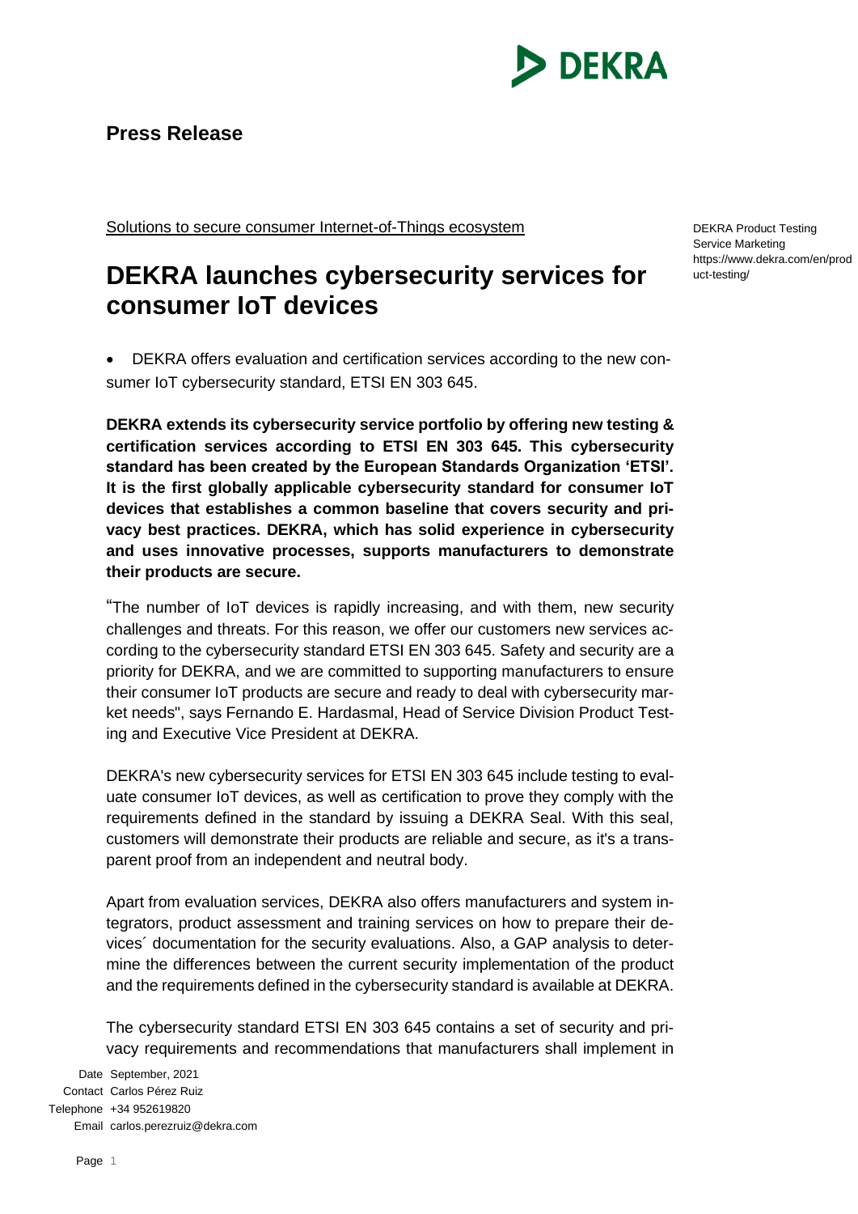**Press Release**

Solutions to secure consumer Internet-of-Things ecosystem

DEKRA Product Testing
Service Marketing
https://www.dekra.com/en/product-testing/

# DEKRA launches cybersecurity services for consumer IoT devices

- DEKRA offers evaluation and certification services according to the new consumer IoT cybersecurity standard, ETSI EN 303 645.

**DEKRA extends its cybersecurity service portfolio by offering new testing & certification services according to ETSI EN 303 645. This cybersecurity standard has been created by the European Standards Organization 'ETSI'. It is the first globally applicable cybersecurity standard for consumer IoT devices that establishes a common baseline that covers security and privacy best practices. DEKRA, which has solid experience in cybersecurity and uses innovative processes, supports manufacturers to demonstrate their products are secure.**

"The number of IoT devices is rapidly increasing, and with them, new security challenges and threats. For this reason, we offer our customers new services according to the cybersecurity standard ETSI EN 303 645. Safety and security are a priority for DEKRA, and we are committed to supporting manufacturers to ensure their consumer IoT products are secure and ready to deal with cybersecurity market needs", says Fernando E. Hardasmal, Head of Service Division Product Testing and Executive Vice President at DEKRA.

DEKRA's new cybersecurity services for ETSI EN 303 645 include testing to evaluate consumer IoT devices, as well as certification to prove they comply with the requirements defined in the standard by issuing a DEKRA Seal. With this seal, customers will demonstrate their products are reliable and secure, as it's a transparent proof from an independent and neutral body.

Apart from evaluation services, DEKRA also offers manufacturers and system integrators, product assessment and training services on how to prepare their devices´ documentation for the security evaluations. Also, a GAP analysis to determine the differences between the current security implementation of the product and the requirements defined in the cybersecurity standard is available at DEKRA.

The cybersecurity standard ETSI EN 303 645 contains a set of security and privacy requirements and recommendations that manufacturers shall implement in

Date September, 2021
Contact Carlos Pérez Ruiz
Telephone +34 952619820
Email carlos.perezruiz@dekra.com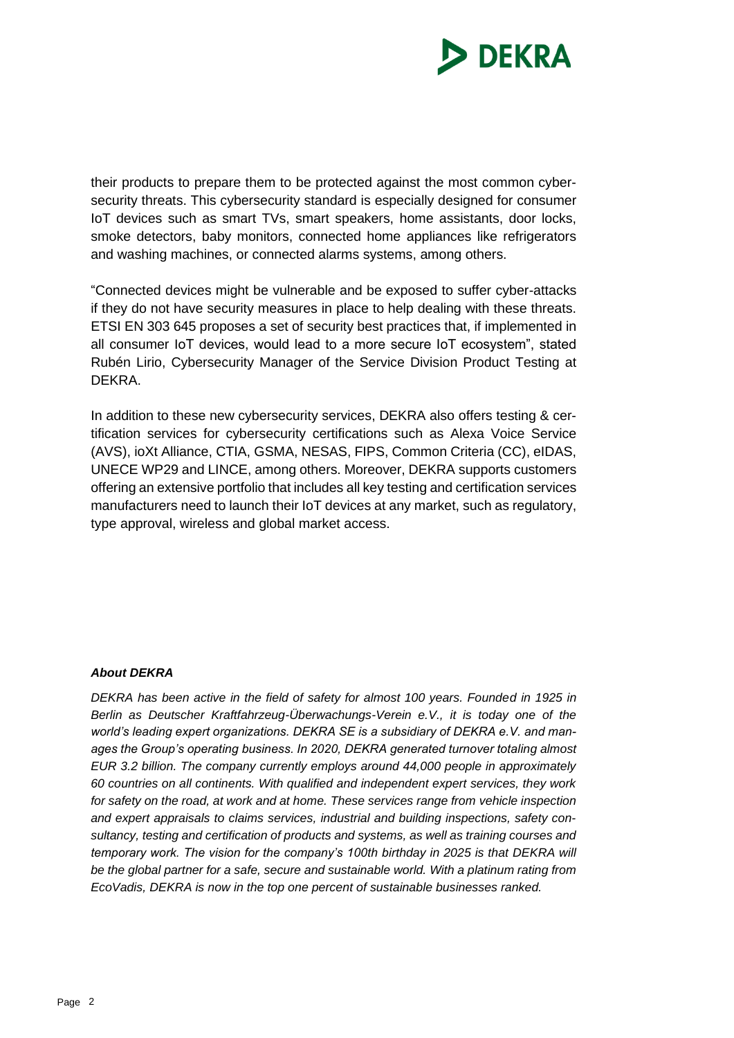their products to prepare them to be protected against the most common cyber-security threats. This cybersecurity standard is especially designed for consumer IoT devices such as smart TVs, smart speakers, home assistants, door locks, smoke detectors, baby monitors, connected home appliances like refrigerators and washing machines, or connected alarms systems, among others.

"Connected devices might be vulnerable and be exposed to suffer cyber-attacks if they do not have security measures in place to help dealing with these threats. ETSI EN 303 645 proposes a set of security best practices that, if implemented in all consumer IoT devices, would lead to a more secure IoT ecosystem", stated Rubén Lirio, Cybersecurity Manager of the Service Division Product Testing at DEKRA.

In addition to these new cybersecurity services, DEKRA also offers testing & certification services for cybersecurity certifications such as Alexa Voice Service (AVS), ioXt Alliance, CTIA, GSMA, NESAS, FIPS, Common Criteria (CC), eIDAS, UNECE WP29 and LINCE, among others. Moreover, DEKRA supports customers offering an extensive portfolio that includes all key testing and certification services manufacturers need to launch their IoT devices at any market, such as regulatory, type approval, wireless and global market access.

***About DEKRA***

*DEKRA has been active in the field of safety for almost 100 years. Founded in 1925 in Berlin as Deutscher Kraftfahrzeug-Überwachungs-Verein e.V., it is today one of the world's leading expert organizations. DEKRA SE is a subsidiary of DEKRA e.V. and manages the Group's operating business. In 2020, DEKRA generated turnover totaling almost EUR 3.2 billion. The company currently employs around 44,000 people in approximately 60 countries on all continents. With qualified and independent expert services, they work for safety on the road, at work and at home. These services range from vehicle inspection and expert appraisals to claims services, industrial and building inspections, safety consultancy, testing and certification of products and systems, as well as training courses and temporary work. The vision for the company's 100th birthday in 2025 is that DEKRA will be the global partner for a safe, secure and sustainable world. With a platinum rating from EcoVadis, DEKRA is now in the top one percent of sustainable businesses ranked.*